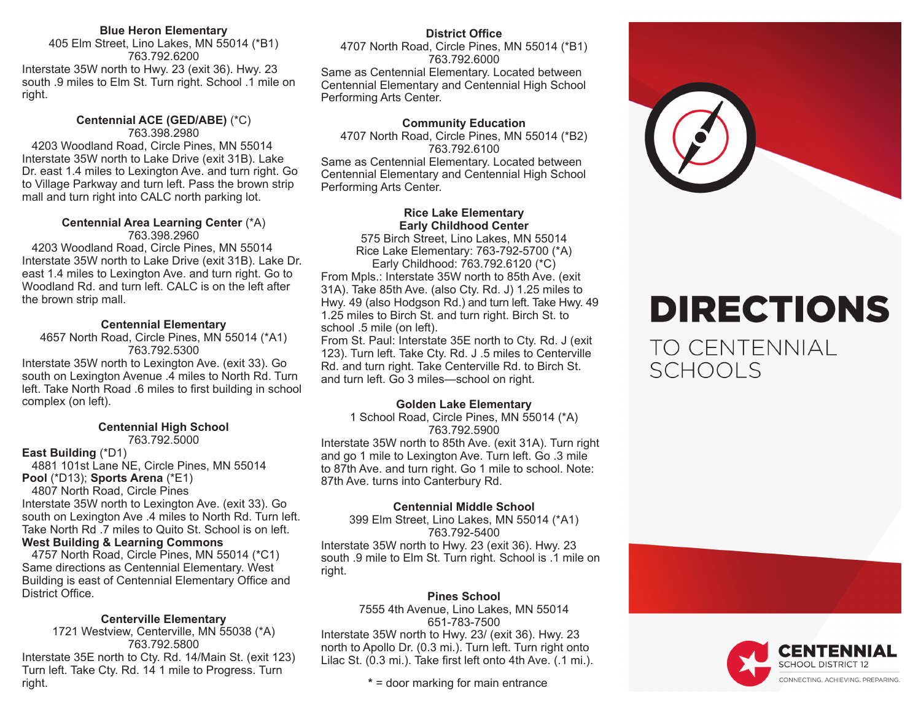# DIRECTIONS

TO CENTENNIAL SCHOOLS

### Blue Heron Elementary

405 Elm Street, Lino Lakes, MN 55014 (*B1)
763.792.6200

Interstate 35W north to Hwy. 23 (exit 36). Hwy. 23 south .9 miles to Elm St. Turn right. School .1 mile on right.

### Centennial ACE (GED/ABE) (*C)

763.398.2980
4203 Woodland Road, Circle Pines, MN 55014

Interstate 35W north to Lake Drive (exit 31B). Lake Dr. east 1.4 miles to Lexington Ave. and turn right. Go to Village Parkway and turn left. Pass the brown strip mall and turn right into CALC north parking lot.

### Centennial Area Learning Center (*A)

763.398.2960
4203 Woodland Road, Circle Pines, MN 55014

Interstate 35W north to Lake Drive (exit 31B). Lake Dr. east 1.4 miles to Lexington Ave. and turn right. Go to Woodland Rd. and turn left. CALC is on the left after the brown strip mall.

### Centennial Elementary

4657 North Road, Circle Pines, MN 55014 (*A1)
763.792.5300

Interstate 35W north to Lexington Ave. (exit 33). Go south on Lexington Avenue .4 miles to North Rd. Turn left. Take North Road .6 miles to first building in school complex (on left).

### Centennial High School

763.792.5000

**East Building** (*D1)
4881 101st Lane NE, Circle Pines, MN 55014
**Pool** (*D13); **Sports Arena** (*E1)
4807 North Road, Circle Pines

Interstate 35W north to Lexington Ave. (exit 33). Go south on Lexington Ave .4 miles to North Rd. Turn left. Take North Rd .7 miles to Quito St. School is on left.

**West Building & Learning Commons**
4757 North Road, Circle Pines, MN 55014 (*C1)

Same directions as Centennial Elementary. West Building is east of Centennial Elementary Office and District Office.

### Centerville Elementary

1721 Westview, Centerville, MN 55038 (*A)
763.792.5800

Interstate 35E north to Cty. Rd. 14/Main St. (exit 123) Turn left. Take Cty. Rd. 14 1 mile to Progress. Turn right.

### District Office

4707 North Road, Circle Pines, MN 55014 (*B1)
763.792.6000

Same as Centennial Elementary. Located between Centennial Elementary and Centennial High School Performing Arts Center.

### Community Education

4707 North Road, Circle Pines, MN 55014 (*B2)
763.792.6100

Same as Centennial Elementary. Located between Centennial Elementary and Centennial High School Performing Arts Center.

### Rice Lake Elementary
### Early Childhood Center

575 Birch Street, Lino Lakes, MN 55014
Rice Lake Elementary: 763-792-5700 (*A)
Early Childhood: 763.792.6120 (*C)

From Mpls.: Interstate 35W north to 85th Ave. (exit 31A). Take 85th Ave. (also Cty. Rd. J) 1.25 miles to Hwy. 49 (also Hodgson Rd.) and turn left. Take Hwy. 49 1.25 miles to Birch St. and turn right. Birch St. to school .5 mile (on left).

From St. Paul: Interstate 35E north to Cty. Rd. J (exit 123). Turn left. Take Cty. Rd. J .5 miles to Centerville Rd. and turn right. Take Centerville Rd. to Birch St. and turn left. Go 3 miles—school on right.

### Golden Lake Elementary

1 School Road, Circle Pines, MN 55014 (*A)
763.792.5900

Interstate 35W north to 85th Ave. (exit 31A). Turn right and go 1 mile to Lexington Ave. Turn left. Go .3 mile to 87th Ave. and turn right. Go 1 mile to school. Note: 87th Ave. turns into Canterbury Rd.

### Centennial Middle School

399 Elm Street, Lino Lakes, MN 55014 (*A1)
763.792-5400

Interstate 35W north to Hwy. 23 (exit 36). Hwy. 23 south .9 mile to Elm St. Turn right. School is .1 mile on right.

### Pines School

7555 4th Avenue, Lino Lakes, MN 55014
651-783-7500

Interstate 35W north to Hwy. 23/ (exit 36). Hwy. 23 north to Apollo Dr. (0.3 mi.). Turn left. Turn right onto Lilac St. (0.3 mi.). Take first left onto 4th Ave. (.1 mi.).

\* = door marking for main entrance

**CENTENNIAL**
SCHOOL DISTRICT 12
CONNECTING. ACHIEVING. PREPARING.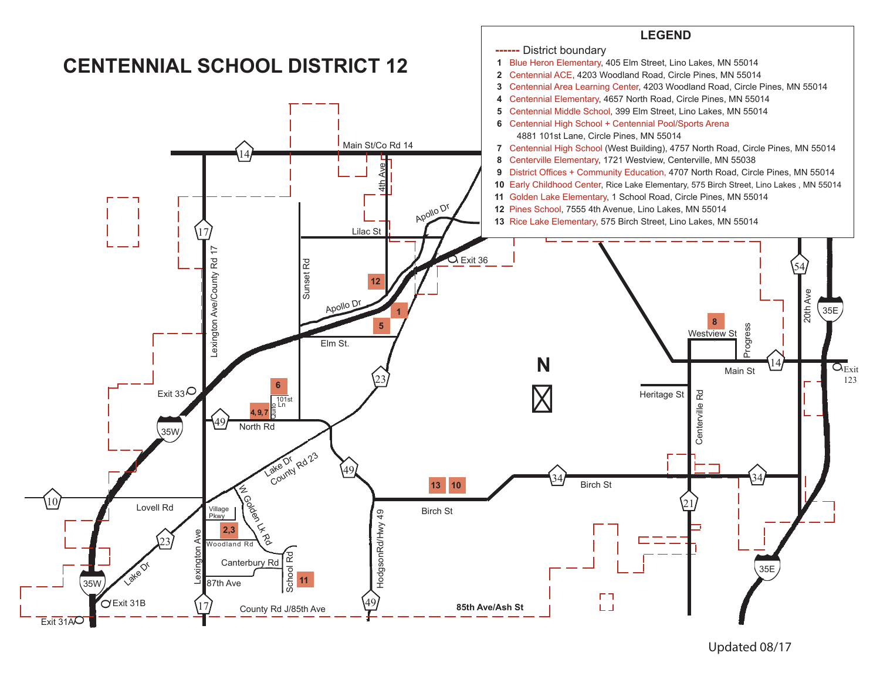# CENTENNIAL SCHOOL DISTRICT 12

## LEGEND

------ District boundary

1. Blue Heron Elementary, 405 Elm Street, Lino Lakes, MN 55014
2. Centennial ACE, 4203 Woodland Road, Circle Pines, MN 55014
3. Centennial Area Learning Center, 4203 Woodland Road, Circle Pines, MN 55014
4. Centennial Elementary, 4657 North Road, Circle Pines, MN 55014
5. Centennial Middle School, 399 Elm Street, Lino Lakes, MN 55014
6. Centennial High School + Centennial Pool/Sports Arena
   4881 101st Lane, Circle Pines, MN 55014
7. Centennial High School (West Building), 4757 North Road, Circle Pines, MN 55014
8. Centerville Elementary, 1721 Westview, Centerville, MN 55038
9. District Offices + Community Education, 4707 North Road, Circle Pines, MN 55014
10. Early Childhood Center, Rice Lake Elementary, 575 Birch Street, Lino Lakes , MN 55014
11. Golden Lake Elementary, 1 School Road, Circle Pines, MN 55014
12. Pines School, 7555 4th Avenue, Lino Lakes, MN 55014
13. Rice Lake Elementary, 575 Birch Street, Lino Lakes, MN 55014

Main St/Co Rd 14
14
4th Ave
Apollo Dr
Lilac St
17
Lexington Ave/County Rd 17
Sunset Rd
Exit 36
12
Apollo Dr
1
5
Elm St.
23
6
Exit 33
101st Ln
Quito
4,9,7
49
North Rd
35W
Lake Dr
County Rd 23
49
10
Lovell Rd
Village Pkwy
W Golden Lk Rd
2,3
Woodland Rd
23
Canterbury Rd
School Rd
11
Lexington Ave
87th Ave
Lake Dr
35W
Exit 31B
Exit 31A
17
County Rd J/85th Ave
49
HodgsonRd/Hwy 49
Birch St
13
10
34
Birch St
85th Ave/Ash St
N
8
Westview St
Progress
Main St
14
Heritage St
Centerville Rd
34
21
54
20th Ave
35E
Exit 123
35E

Updated 08/17